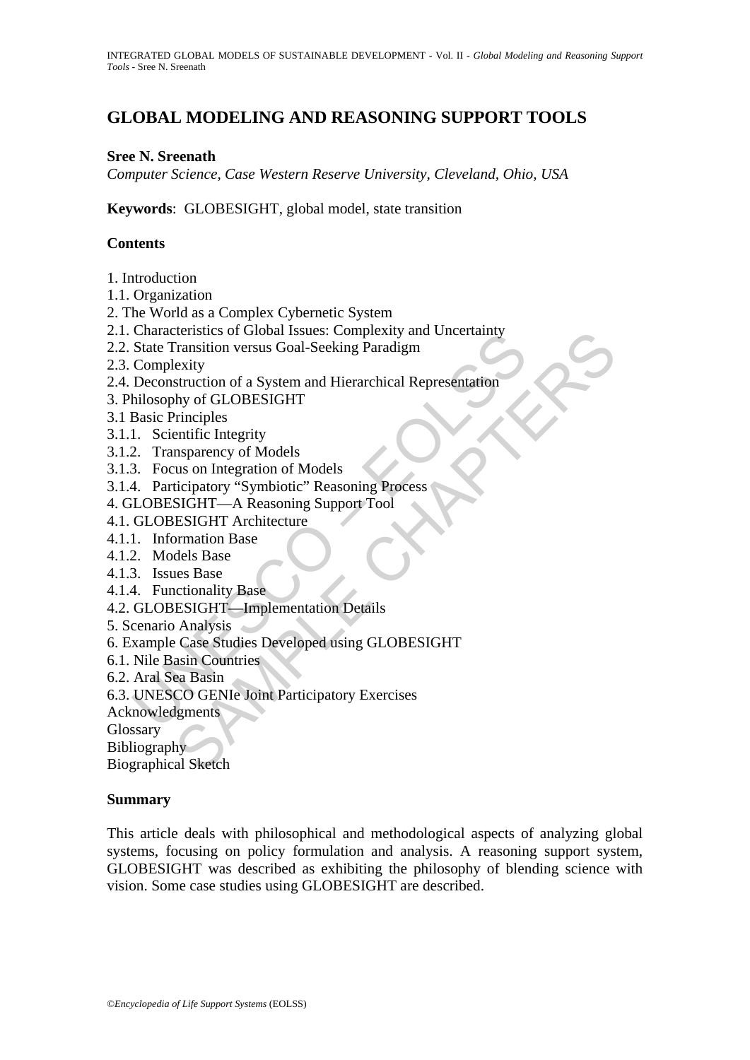# GLOBAL MODELING AND REASONING SUPPORT TOOLS

**Sree N. Sreenath**

*Computer Science, Case Western Reserve University, Cleveland, Ohio, USA*

**Keywords**: GLOBESIGHT, global model, state transition

## Contents

1. Introduction
1.1. Organization
2. The World as a Complex Cybernetic System
2.1. Characteristics of Global Issues: Complexity and Uncertainty
2.2. State Transition versus Goal-Seeking Paradigm
2.3. Complexity
2.4. Deconstruction of a System and Hierarchical Representation
3. Philosophy of GLOBESIGHT
3.1 Basic Principles
3.1.1. Scientific Integrity
3.1.2. Transparency of Models
3.1.3. Focus on Integration of Models
3.1.4. Participatory "Symbiotic" Reasoning Process
4. GLOBESIGHT—A Reasoning Support Tool
4.1. GLOBESIGHT Architecture
4.1.1. Information Base
4.1.2. Models Base
4.1.3. Issues Base
4.1.4. Functionality Base
4.2. GLOBESIGHT—Implementation Details
5. Scenario Analysis
6. Example Case Studies Developed using GLOBESIGHT
6.1. Nile Basin Countries
6.2. Aral Sea Basin
6.3. UNESCO GENIe Joint Participatory Exercises
Acknowledgments
Glossary
Bibliography
Biographical Sketch

## Summary

This article deals with philosophical and methodological aspects of analyzing global systems, focusing on policy formulation and analysis. A reasoning support system, GLOBESIGHT was described as exhibiting the philosophy of blending science with vision. Some case studies using GLOBESIGHT are described.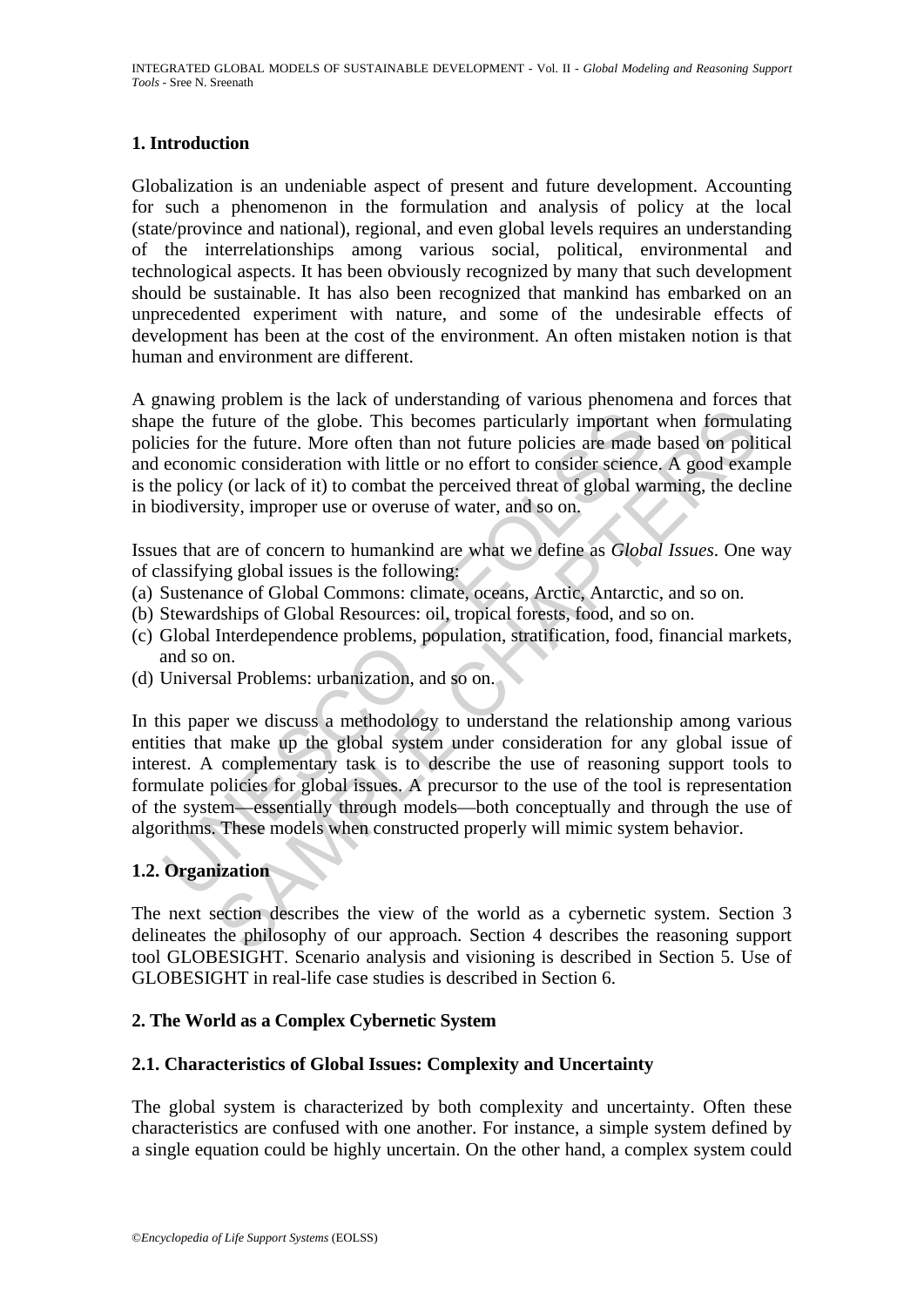## 1. Introduction

Globalization is an undeniable aspect of present and future development. Accounting for such a phenomenon in the formulation and analysis of policy at the local (state/province and national), regional, and even global levels requires an understanding of the interrelationships among various social, political, environmental and technological aspects. It has been obviously recognized by many that such development should be sustainable. It has also been recognized that mankind has embarked on an unprecedented experiment with nature, and some of the undesirable effects of development has been at the cost of the environment. An often mistaken notion is that human and environment are different.

A gnawing problem is the lack of understanding of various phenomena and forces that shape the future of the globe. This becomes particularly important when formulating policies for the future. More often than not future policies are made based on political and economic consideration with little or no effort to consider science. A good example is the policy (or lack of it) to combat the perceived threat of global warming, the decline in biodiversity, improper use or overuse of water, and so on.

Issues that are of concern to humankind are what we define as *Global Issues*. One way of classifying global issues is the following:

(a) Sustenance of Global Commons: climate, oceans, Arctic, Antarctic, and so on.
(b) Stewardships of Global Resources: oil, tropical forests, food, and so on.
(c) Global Interdependence problems, population, stratification, food, financial markets, and so on.
(d) Universal Problems: urbanization, and so on.

In this paper we discuss a methodology to understand the relationship among various entities that make up the global system under consideration for any global issue of interest. A complementary task is to describe the use of reasoning support tools to formulate policies for global issues. A precursor to the use of the tool is representation of the system—essentially through models—both conceptually and through the use of algorithms. These models when constructed properly will mimic system behavior.

### 1.2. Organization

The next section describes the view of the world as a cybernetic system. Section 3 delineates the philosophy of our approach. Section 4 describes the reasoning support tool GLOBESIGHT. Scenario analysis and visioning is described in Section 5. Use of GLOBESIGHT in real-life case studies is described in Section 6.

## 2. The World as a Complex Cybernetic System

### 2.1. Characteristics of Global Issues: Complexity and Uncertainty

The global system is characterized by both complexity and uncertainty. Often these characteristics are confused with one another. For instance, a simple system defined by a single equation could be highly uncertain. On the other hand, a complex system could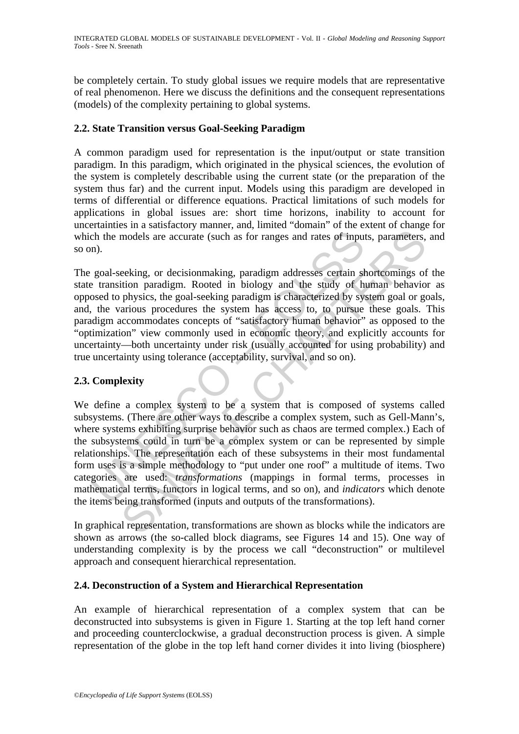be completely certain. To study global issues we require models that are representative of real phenomenon. Here we discuss the definitions and the consequent representations (models) of the complexity pertaining to global systems.

## 2.2. State Transition versus Goal-Seeking Paradigm

A common paradigm used for representation is the input/output or state transition paradigm. In this paradigm, which originated in the physical sciences, the evolution of the system is completely describable using the current state (or the preparation of the system thus far) and the current input. Models using this paradigm are developed in terms of differential or difference equations. Practical limitations of such models for applications in global issues are: short time horizons, inability to account for uncertainties in a satisfactory manner, and, limited "domain" of the extent of change for which the models are accurate (such as for ranges and rates of inputs, parameters, and so on).

The goal-seeking, or decisionmaking, paradigm addresses certain shortcomings of the state transition paradigm. Rooted in biology and the study of human behavior as opposed to physics, the goal-seeking paradigm is characterized by system goal or goals, and, the various procedures the system has access to, to pursue these goals. This paradigm accommodates concepts of "satisfactory human behavior" as opposed to the "optimization" view commonly used in economic theory, and explicitly accounts for uncertainty—both uncertainty under risk (usually accounted for using probability) and true uncertainty using tolerance (acceptability, survival, and so on).

## 2.3. Complexity

We define a complex system to be a system that is composed of systems called subsystems. (There are other ways to describe a complex system, such as Gell-Mann's, where systems exhibiting surprise behavior such as chaos are termed complex.) Each of the subsystems could in turn be a complex system or can be represented by simple relationships. The representation each of these subsystems in their most fundamental form uses is a simple methodology to "put under one roof" a multitude of items. Two categories are used: *transformations* (mappings in formal terms, processes in mathematical terms, functors in logical terms, and so on), and *indicators* which denote the items being transformed (inputs and outputs of the transformations).

In graphical representation, transformations are shown as blocks while the indicators are shown as arrows (the so-called block diagrams, see Figures 14 and 15). One way of understanding complexity is by the process we call "deconstruction" or multilevel approach and consequent hierarchical representation.

## 2.4. Deconstruction of a System and Hierarchical Representation

An example of hierarchical representation of a complex system that can be deconstructed into subsystems is given in Figure 1. Starting at the top left hand corner and proceeding counterclockwise, a gradual deconstruction process is given. A simple representation of the globe in the top left hand corner divides it into living (biosphere)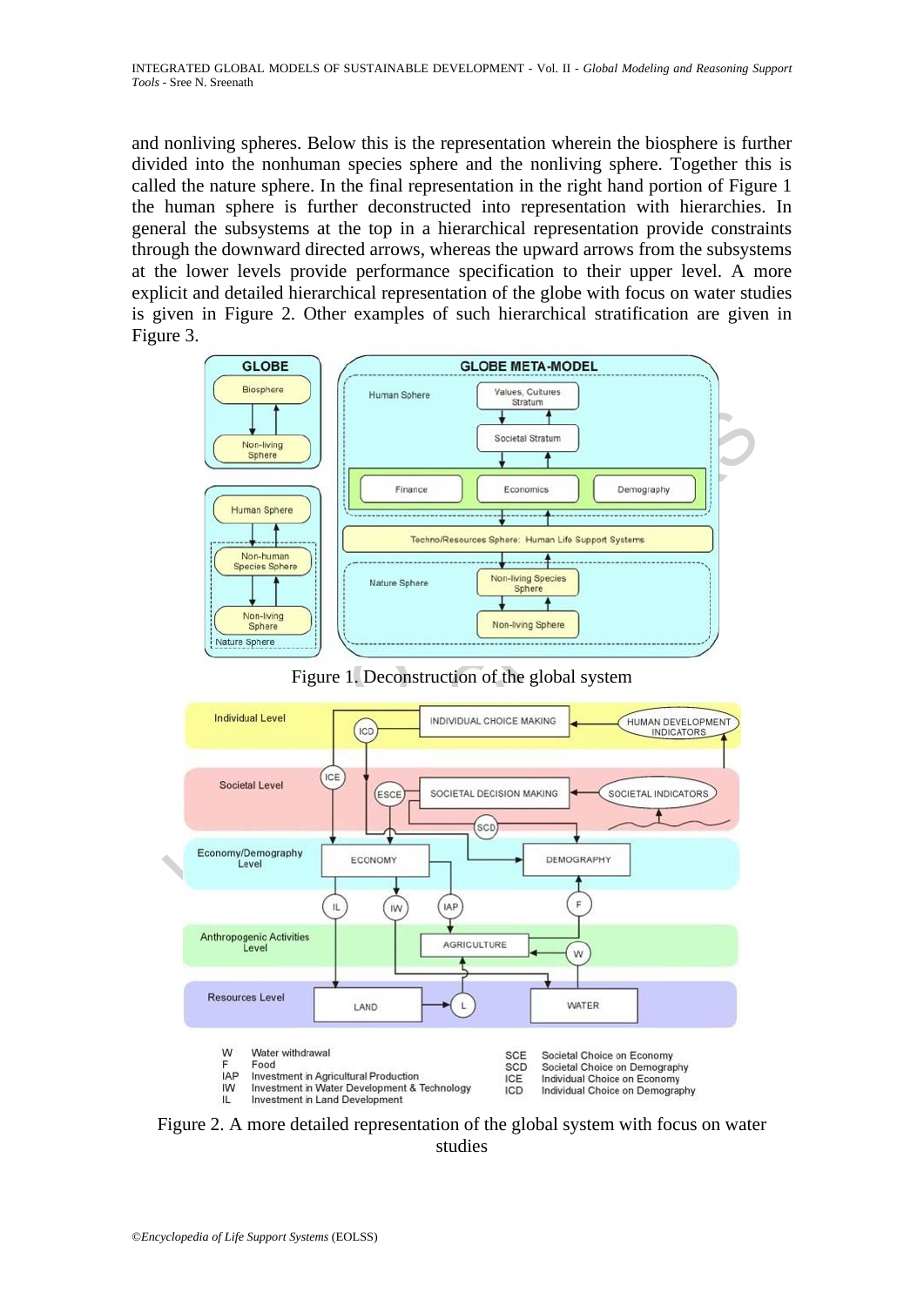and nonliving spheres. Below this is the representation wherein the biosphere is further divided into the nonhuman species sphere and the nonliving sphere. Together this is called the nature sphere. In the final representation in the right hand portion of Figure 1 the human sphere is further deconstructed into representation with hierarchies. In general the subsystems at the top in a hierarchical representation provide constraints through the downward directed arrows, whereas the upward arrows from the subsystems at the lower levels provide performance specification to their upper level. A more explicit and detailed hierarchical representation of the globe with focus on water studies is given in Figure 2. Other examples of such hierarchical stratification are given in Figure 3.

Figure 1. Deconstruction of the global system

Figure 2. A more detailed representation of the global system with focus on water studies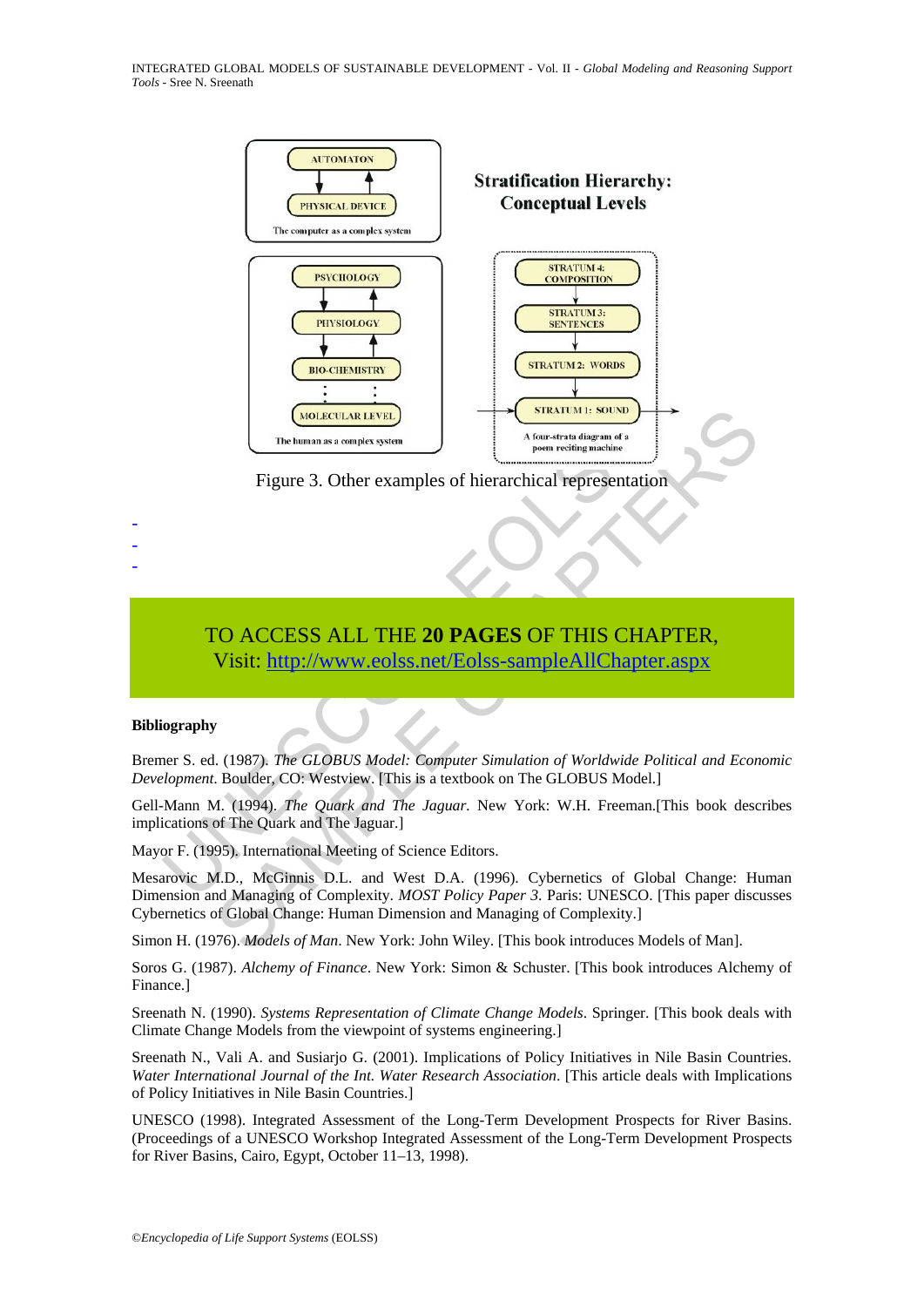Figure 3. Other examples of hierarchical representation

-
-
-

TO ACCESS ALL THE **20 PAGES** OF THIS CHAPTER,
Visit: http://www.eolss.net/Eolss-sampleAllChapter.aspx

**Bibliography**

Bremer S. ed. (1987). *The GLOBUS Model: Computer Simulation of Worldwide Political and Economic Development*. Boulder, CO: Westview. [This is a textbook on The GLOBUS Model.]

Gell-Mann M. (1994). *The Quark and The Jaguar*. New York: W.H. Freeman.[This book describes implications of The Quark and The Jaguar.]

Mayor F. (1995). International Meeting of Science Editors.

Mesarovic M.D., McGinnis D.L. and West D.A. (1996). Cybernetics of Global Change: Human Dimension and Managing of Complexity. *MOST Policy Paper 3*. Paris: UNESCO. [This paper discusses Cybernetics of Global Change: Human Dimension and Managing of Complexity.]

Simon H. (1976). *Models of Man*. New York: John Wiley. [This book introduces Models of Man].

Soros G. (1987). *Alchemy of Finance*. New York: Simon & Schuster. [This book introduces Alchemy of Finance.]

Sreenath N. (1990). *Systems Representation of Climate Change Models*. Springer. [This book deals with Climate Change Models from the viewpoint of systems engineering.]

Sreenath N., Vali A. and Susiarjo G. (2001). Implications of Policy Initiatives in Nile Basin Countries. *Water International Journal of the Int. Water Research Association*. [This article deals with Implications of Policy Initiatives in Nile Basin Countries.]

UNESCO (1998). Integrated Assessment of the Long-Term Development Prospects for River Basins. (Proceedings of a UNESCO Workshop Integrated Assessment of the Long-Term Development Prospects for River Basins, Cairo, Egypt, October 11–13, 1998).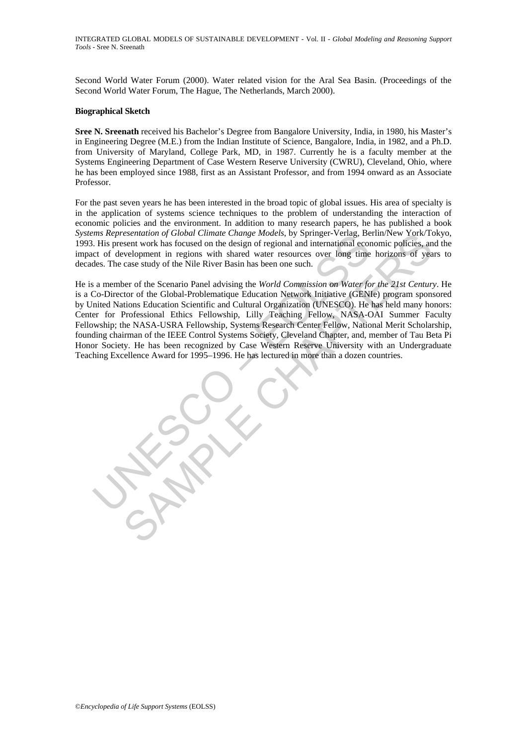Second World Water Forum (2000). Water related vision for the Aral Sea Basin. (Proceedings of the Second World Water Forum, The Hague, The Netherlands, March 2000).

**Biographical Sketch**

**Sree N. Sreenath** received his Bachelor's Degree from Bangalore University, India, in 1980, his Master's in Engineering Degree (M.E.) from the Indian Institute of Science, Bangalore, India, in 1982, and a Ph.D. from University of Maryland, College Park, MD, in 1987. Currently he is a faculty member at the Systems Engineering Department of Case Western Reserve University (CWRU), Cleveland, Ohio, where he has been employed since 1988, first as an Assistant Professor, and from 1994 onward as an Associate Professor.

For the past seven years he has been interested in the broad topic of global issues. His area of specialty is in the application of systems science techniques to the problem of understanding the interaction of economic policies and the environment. In addition to many research papers, he has published a book *Systems Representation of Global Climate Change Models*, by Springer-Verlag, Berlin/New York/Tokyo, 1993. His present work has focused on the design of regional and international economic policies, and the impact of development in regions with shared water resources over long time horizons of years to decades. The case study of the Nile River Basin has been one such.

He is a member of the Scenario Panel advising the *World Commission on Water for the 21st Century*. He is a Co-Director of the Global-Problematique Education Network Initiative (GENIe) program sponsored by United Nations Education Scientific and Cultural Organization (UNESCO). He has held many honors: Center for Professional Ethics Fellowship, Lilly Teaching Fellow, NASA-OAI Summer Faculty Fellowship; the NASA-USRA Fellowship, Systems Research Center Fellow, National Merit Scholarship, founding chairman of the IEEE Control Systems Society, Cleveland Chapter, and, member of Tau Beta Pi Honor Society. He has been recognized by Case Western Reserve University with an Undergraduate Teaching Excellence Award for 1995–1996. He has lectured in more than a dozen countries.